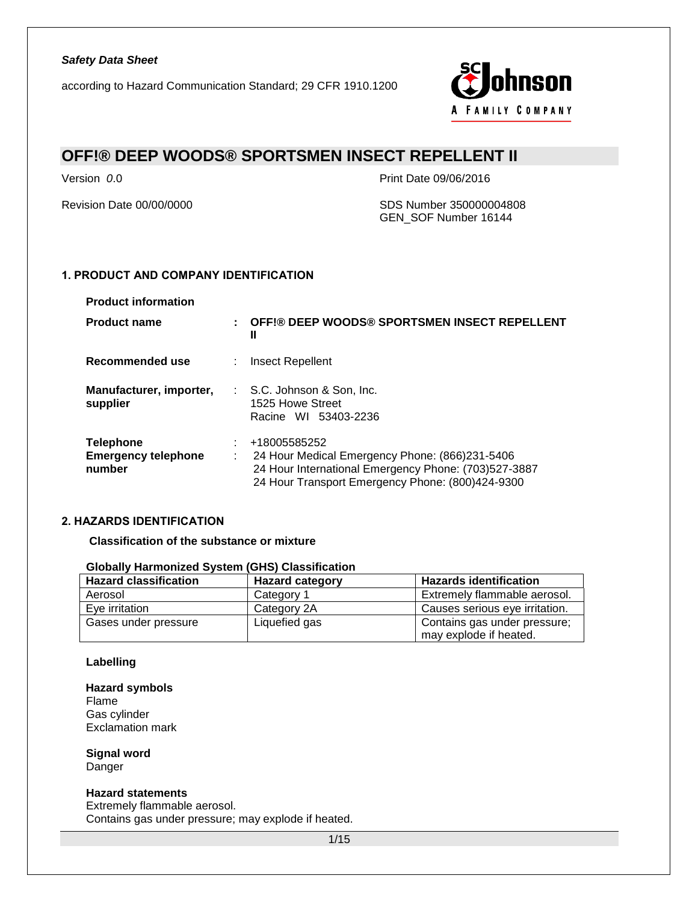*Safety Data Sheet*

according to Hazard Communication Standard; 29 CFR 1910.1200

# OFF!® DEEP WOODS® SPORTSMEN INSECT REPELLENT II

Version *0*.0

Print Date 09/06/2016

Revision Date 00/00/0000

SDS Number 350000004808
GEN_SOF Number 16144

## 1. PRODUCT AND COMPANY IDENTIFICATION

**Product information**

**Product name** : **OFF!® DEEP WOODS® SPORTSMEN INSECT REPELLENT II**

**Recommended use** : Insect Repellent

**Manufacturer, importer, supplier** : S.C. Johnson & Son, Inc.
1525 Howe Street
Racine WI 53403-2236

**Telephone** : +18005585252

**Emergency telephone number** : 24 Hour Medical Emergency Phone: (866)231-5406
24 Hour International Emergency Phone: (703)527-3887
24 Hour Transport Emergency Phone: (800)424-9300

## 2. HAZARDS IDENTIFICATION

**Classification of the substance or mixture**

**Globally Harmonized System (GHS) Classification**

| Hazard classification | Hazard category | Hazards identification |
|---|---|---|
| Aerosol | Category 1 | Extremely flammable aerosol. |
| Eye irritation | Category 2A | Causes serious eye irritation. |
| Gases under pressure | Liquefied gas | Contains gas under pressure; may explode if heated. |

**Labelling**

**Hazard symbols**
Flame
Gas cylinder
Exclamation mark

**Signal word**
Danger

**Hazard statements**
Extremely flammable aerosol.
Contains gas under pressure; may explode if heated.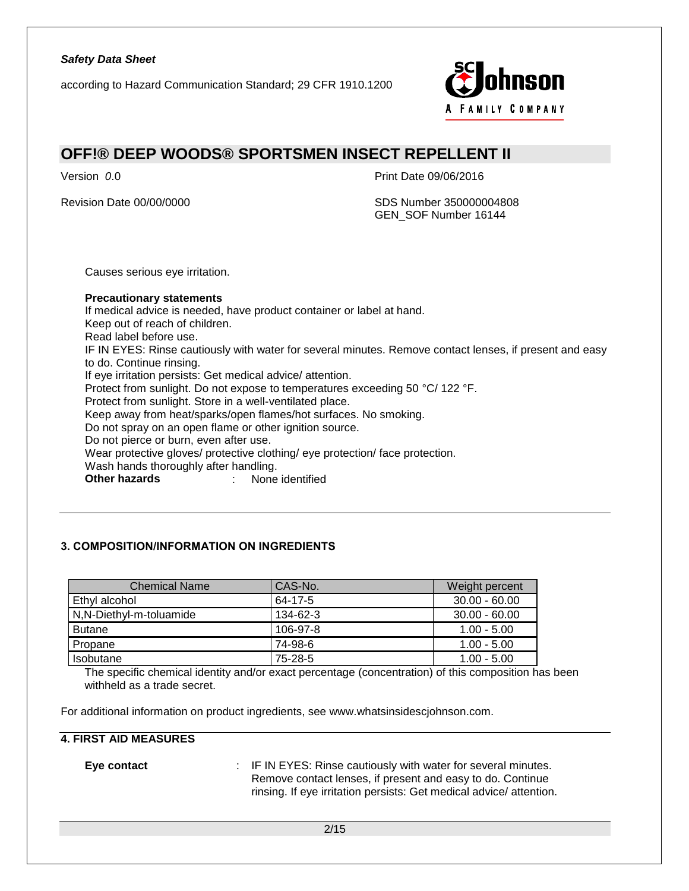Causes serious eye irritation.

**Precautionary statements**

If medical advice is needed, have product container or label at hand.
Keep out of reach of children.
Read label before use.
IF IN EYES: Rinse cautiously with water for several minutes. Remove contact lenses, if present and easy to do. Continue rinsing.
If eye irritation persists: Get medical advice/ attention.
Protect from sunlight. Do not expose to temperatures exceeding 50 °C/ 122 °F.
Protect from sunlight. Store in a well-ventilated place.
Keep away from heat/sparks/open flames/hot surfaces. No smoking.
Do not spray on an open flame or other ignition source.
Do not pierce or burn, even after use.
Wear protective gloves/ protective clothing/ eye protection/ face protection.
Wash hands thoroughly after handling.

**Other hazards** : None identified

## 3. COMPOSITION/INFORMATION ON INGREDIENTS

| Chemical Name | CAS-No. | Weight percent |
|---|---|---|
| Ethyl alcohol | 64-17-5 | 30.00 - 60.00 |
| N,N-Diethyl-m-toluamide | 134-62-3 | 30.00 - 60.00 |
| Butane | 106-97-8 | 1.00 - 5.00 |
| Propane | 74-98-6 | 1.00 - 5.00 |
| Isobutane | 75-28-5 | 1.00 - 5.00 |

The specific chemical identity and/or exact percentage (concentration) of this composition has been withheld as a trade secret.

For additional information on product ingredients, see www.whatsinsidescjohnson.com.

## 4. FIRST AID MEASURES

**Eye contact** : IF IN EYES: Rinse cautiously with water for several minutes. Remove contact lenses, if present and easy to do. Continue rinsing. If eye irritation persists: Get medical advice/ attention.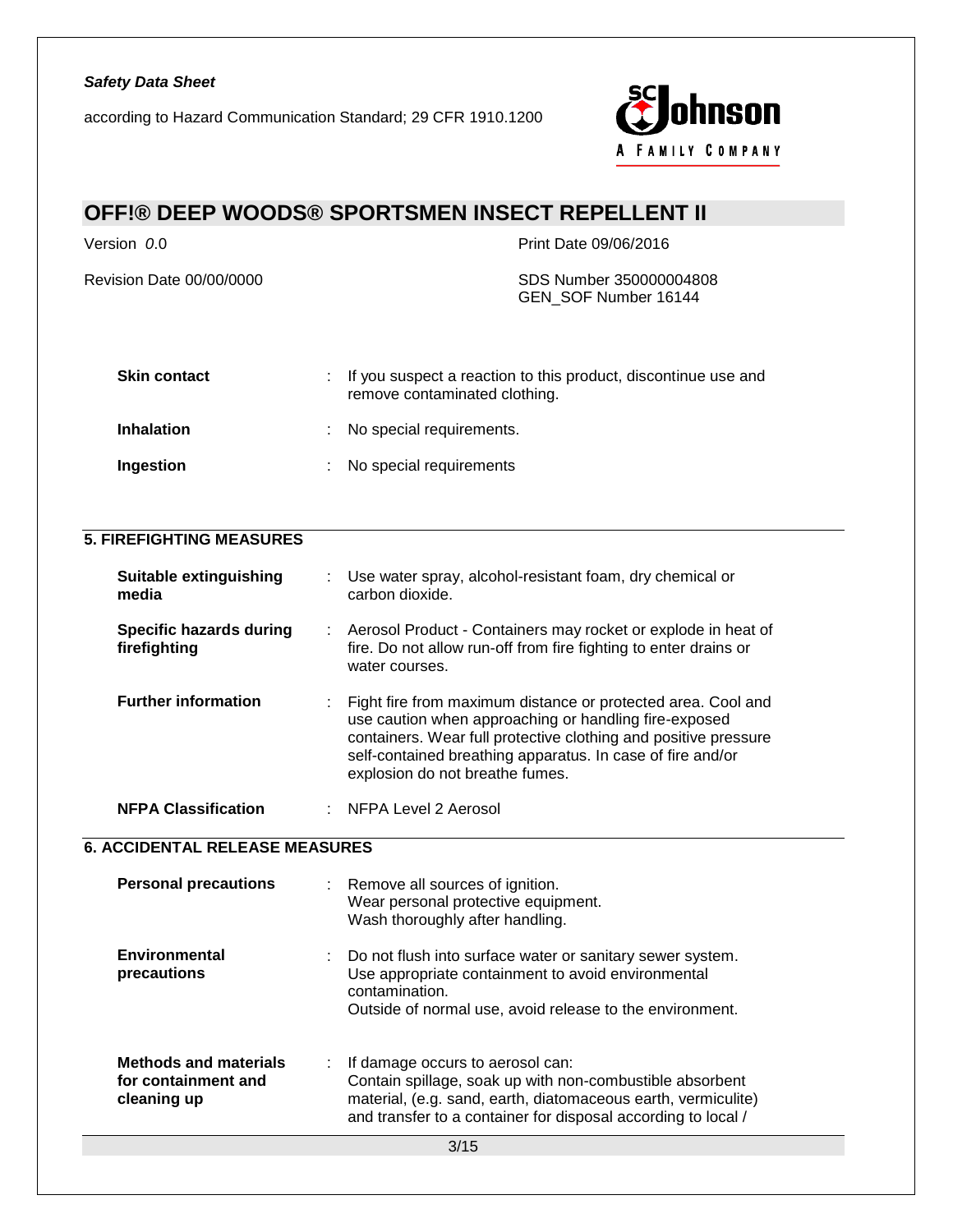| | | |
|---|---|---|
| **Skin contact** | : | If you suspect a reaction to this product, discontinue use and remove contaminated clothing. |
| **Inhalation** | : | No special requirements. |
| **Ingestion** | : | No special requirements |

## 5. FIREFIGHTING MEASURES

| | | |
|---|---|---|
| **Suitable extinguishing media** | : | Use water spray, alcohol-resistant foam, dry chemical or carbon dioxide. |
| **Specific hazards during firefighting** | : | Aerosol Product - Containers may rocket or explode in heat of fire. Do not allow run-off from fire fighting to enter drains or water courses. |
| **Further information** | : | Fight fire from maximum distance or protected area. Cool and use caution when approaching or handling fire-exposed containers. Wear full protective clothing and positive pressure self-contained breathing apparatus. In case of fire and/or explosion do not breathe fumes. |
| **NFPA Classification** | : | NFPA Level 2 Aerosol |

## 6. ACCIDENTAL RELEASE MEASURES

| | | |
|---|---|---|
| **Personal precautions** | : | Remove all sources of ignition.<br>Wear personal protective equipment.<br>Wash thoroughly after handling. |
| **Environmental precautions** | : | Do not flush into surface water or sanitary sewer system.<br>Use appropriate containment to avoid environmental contamination.<br>Outside of normal use, avoid release to the environment. |
| **Methods and materials for containment and cleaning up** | : | If damage occurs to aerosol can:<br>Contain spillage, soak up with non-combustible absorbent material, (e.g. sand, earth, diatomaceous earth, vermiculite) and transfer to a container for disposal according to local / |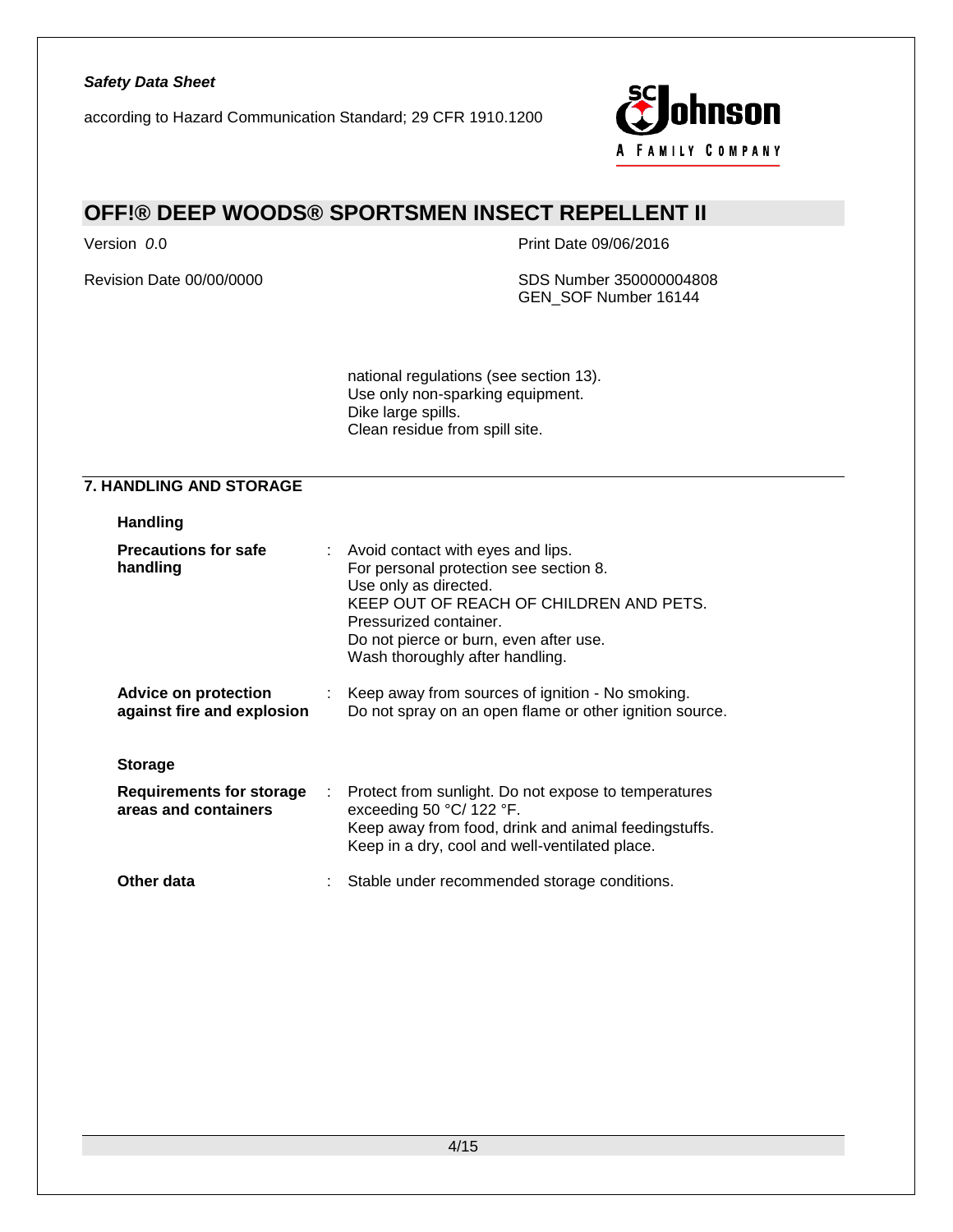national regulations (see section 13).
Use only non-sparking equipment.
Dike large spills.
Clean residue from spill site.

## 7. HANDLING AND STORAGE

### Handling

**Precautions for safe handling** : Avoid contact with eyes and lips.
For personal protection see section 8.
Use only as directed.
KEEP OUT OF REACH OF CHILDREN AND PETS.
Pressurized container.
Do not pierce or burn, even after use.
Wash thoroughly after handling.

**Advice on protection against fire and explosion** : Keep away from sources of ignition - No smoking.
Do not spray on an open flame or other ignition source.

### Storage

**Requirements for storage areas and containers** : Protect from sunlight. Do not expose to temperatures exceeding 50 °C/ 122 °F.
Keep away from food, drink and animal feedingstuffs.
Keep in a dry, cool and well-ventilated place.

**Other data** : Stable under recommended storage conditions.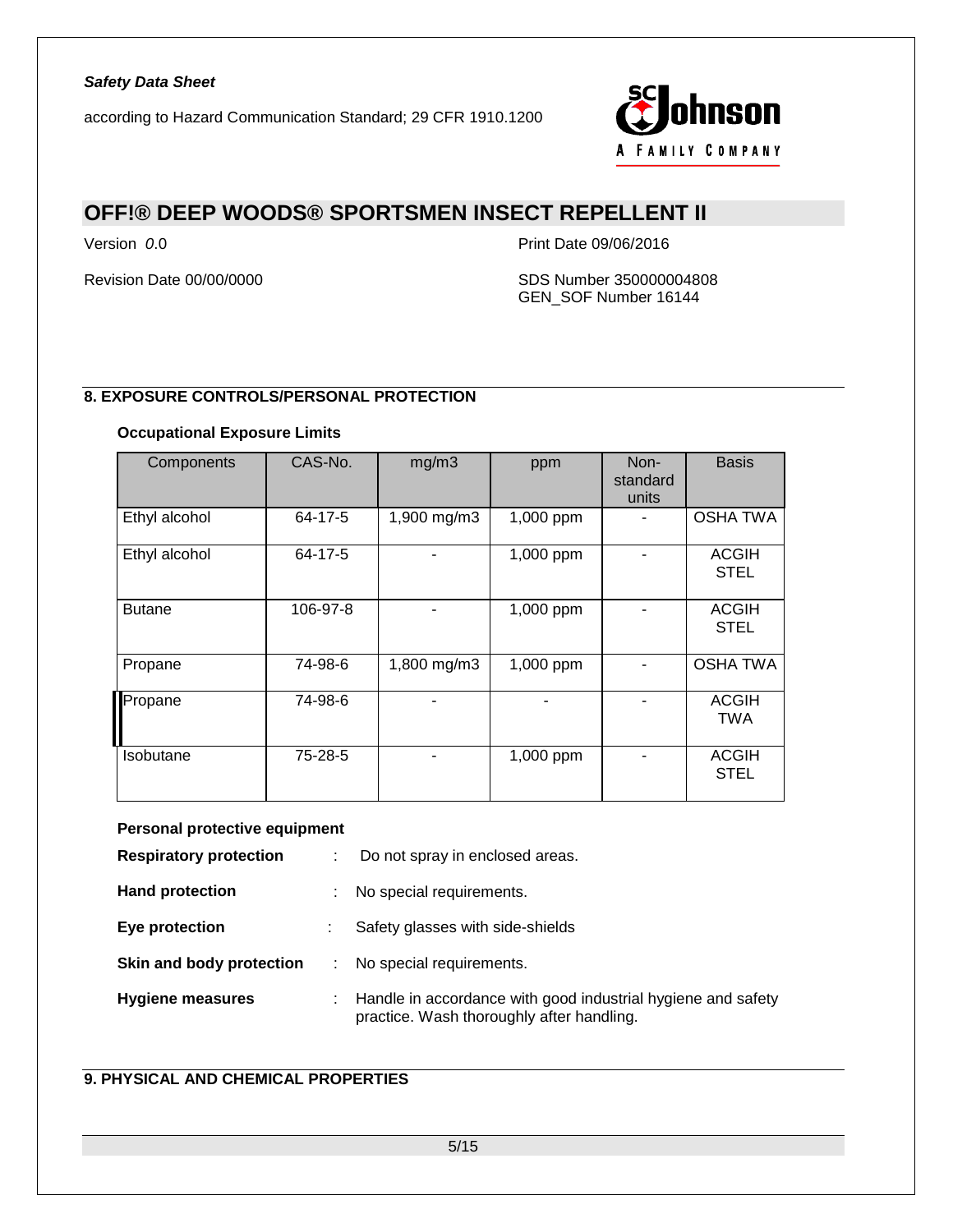## 8. EXPOSURE CONTROLS/PERSONAL PROTECTION

### Occupational Exposure Limits

| Components | CAS-No. | mg/m3 | ppm | Non-standard units | Basis |
|---|---|---|---|---|---|
| Ethyl alcohol | 64-17-5 | 1,900 mg/m3 | 1,000 ppm | - | OSHA TWA |
| Ethyl alcohol | 64-17-5 | - | 1,000 ppm | - | ACGIH STEL |
| Butane | 106-97-8 | - | 1,000 ppm | - | ACGIH STEL |
| Propane | 74-98-6 | 1,800 mg/m3 | 1,000 ppm | - | OSHA TWA |
| Propane | 74-98-6 | - | - | - | ACGIH TWA |
| Isobutane | 75-28-5 | - | 1,000 ppm | - | ACGIH STEL |

### Personal protective equipment

**Respiratory protection** : Do not spray in enclosed areas.

**Hand protection** : No special requirements.

**Eye protection** : Safety glasses with side-shields

**Skin and body protection** : No special requirements.

**Hygiene measures** : Handle in accordance with good industrial hygiene and safety practice. Wash thoroughly after handling.

## 9. PHYSICAL AND CHEMICAL PROPERTIES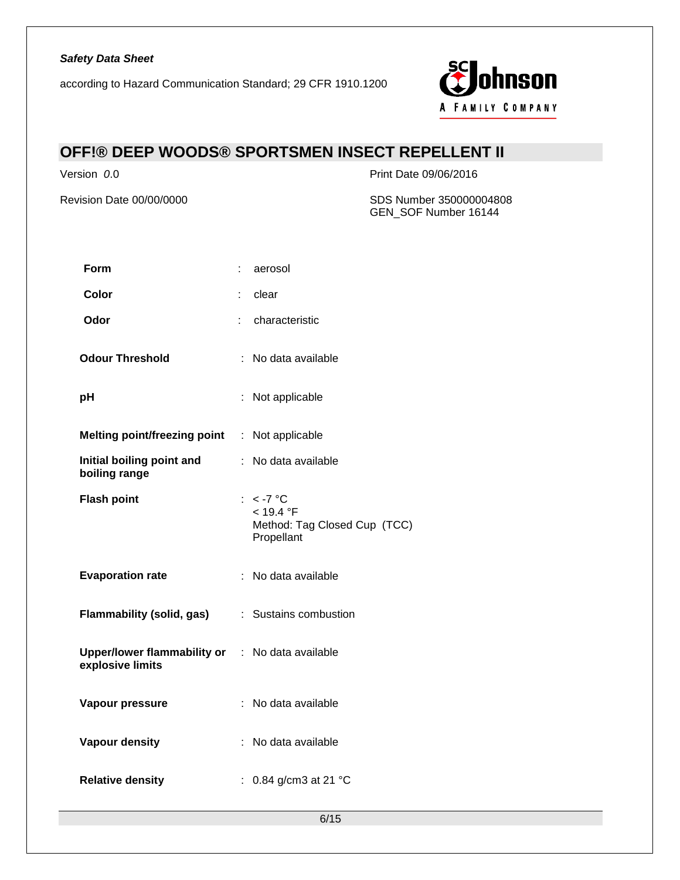| | | |
|---|---|---|
| **Form** | : | aerosol |
| **Color** | : | clear |
| **Odor** | : | characteristic |
| **Odour Threshold** | : | No data available |
| **pH** | : | Not applicable |
| **Melting point/freezing point** | : | Not applicable |
| **Initial boiling point and boiling range** | : | No data available |
| **Flash point** | : | < -7 °C<br>< 19.4 °F<br>Method: Tag Closed Cup (TCC)<br>Propellant |
| **Evaporation rate** | : | No data available |
| **Flammability (solid, gas)** | : | Sustains combustion |
| **Upper/lower flammability or explosive limits** | : | No data available |
| **Vapour pressure** | : | No data available |
| **Vapour density** | : | No data available |
| **Relative density** | : | 0.84 g/cm3 at 21 °C |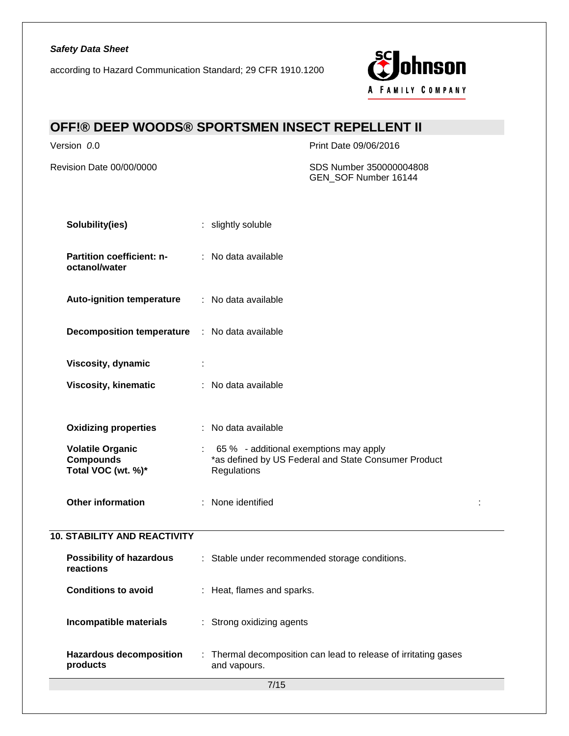| | | |
|---|---|---|
| **Solubility(ies)** | : | slightly soluble |
| **Partition coefficient: n-octanol/water** | : | No data available |
| **Auto-ignition temperature** | : | No data available |
| **Decomposition temperature** | : | No data available |
| **Viscosity, dynamic** | : | |
| **Viscosity, kinematic** | : | No data available |
| **Oxidizing properties** | : | No data available |
| **Volatile Organic Compounds Total VOC (wt. %)*** | : | 65 % - additional exemptions may apply *as defined by US Federal and State Consumer Product Regulations |
| **Other information** | : | None identified |

## 10. STABILITY AND REACTIVITY

| | | |
|---|---|---|
| **Possibility of hazardous reactions** | : | Stable under recommended storage conditions. |
| **Conditions to avoid** | : | Heat, flames and sparks. |
| **Incompatible materials** | : | Strong oxidizing agents |
| **Hazardous decomposition products** | : | Thermal decomposition can lead to release of irritating gases and vapours. |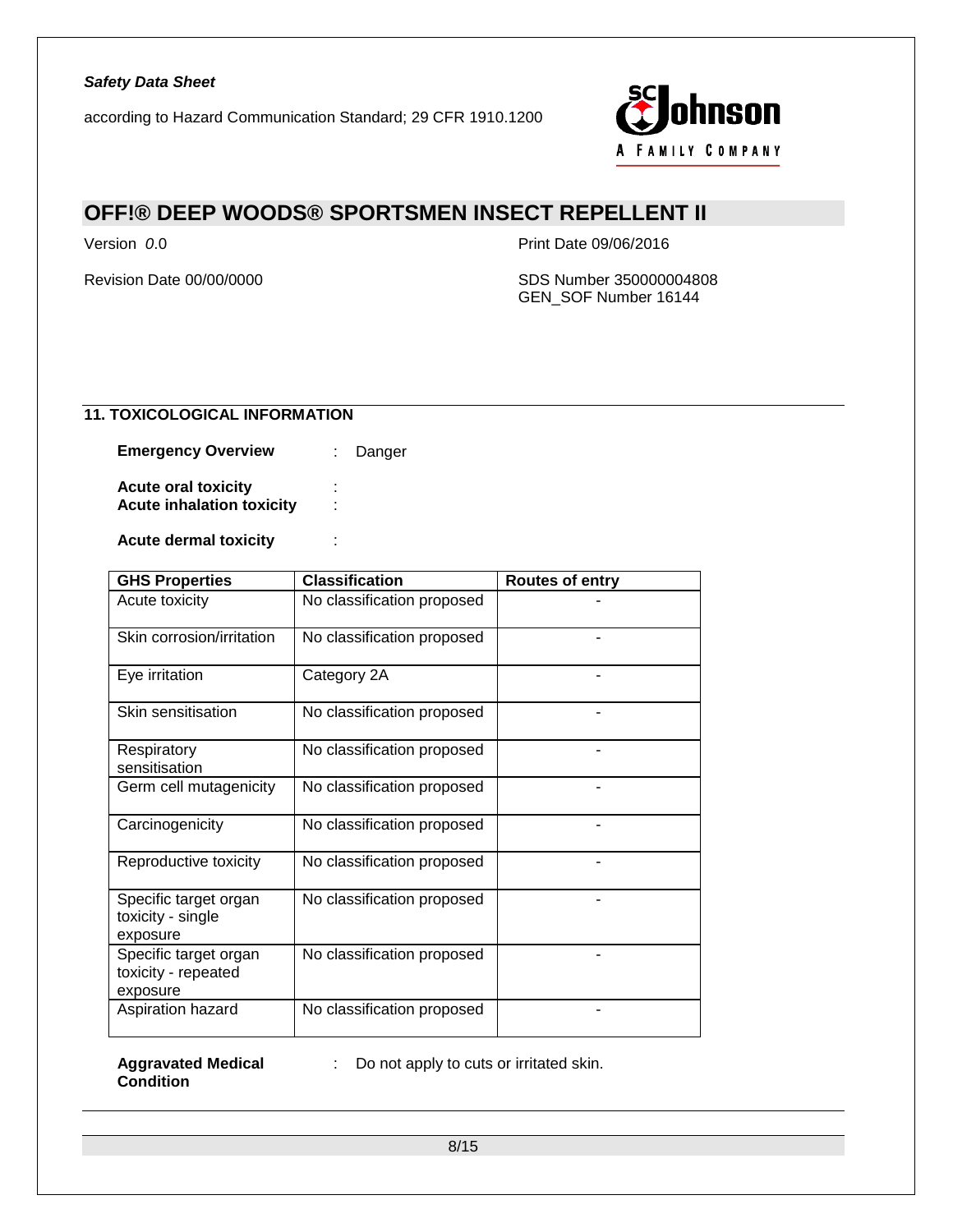## 11. TOXICOLOGICAL INFORMATION

**Emergency Overview** : Danger

**Acute oral toxicity** :

**Acute inhalation toxicity** :

**Acute dermal toxicity** :

| GHS Properties | Classification | Routes of entry |
|---|---|---|
| Acute toxicity | No classification proposed | - |
| Skin corrosion/irritation | No classification proposed | - |
| Eye irritation | Category 2A | - |
| Skin sensitisation | No classification proposed | - |
| Respiratory sensitisation | No classification proposed | - |
| Germ cell mutagenicity | No classification proposed | - |
| Carcinogenicity | No classification proposed | - |
| Reproductive toxicity | No classification proposed | - |
| Specific target organ toxicity - single exposure | No classification proposed | - |
| Specific target organ toxicity - repeated exposure | No classification proposed | - |
| Aspiration hazard | No classification proposed | - |

**Aggravated Medical Condition** : Do not apply to cuts or irritated skin.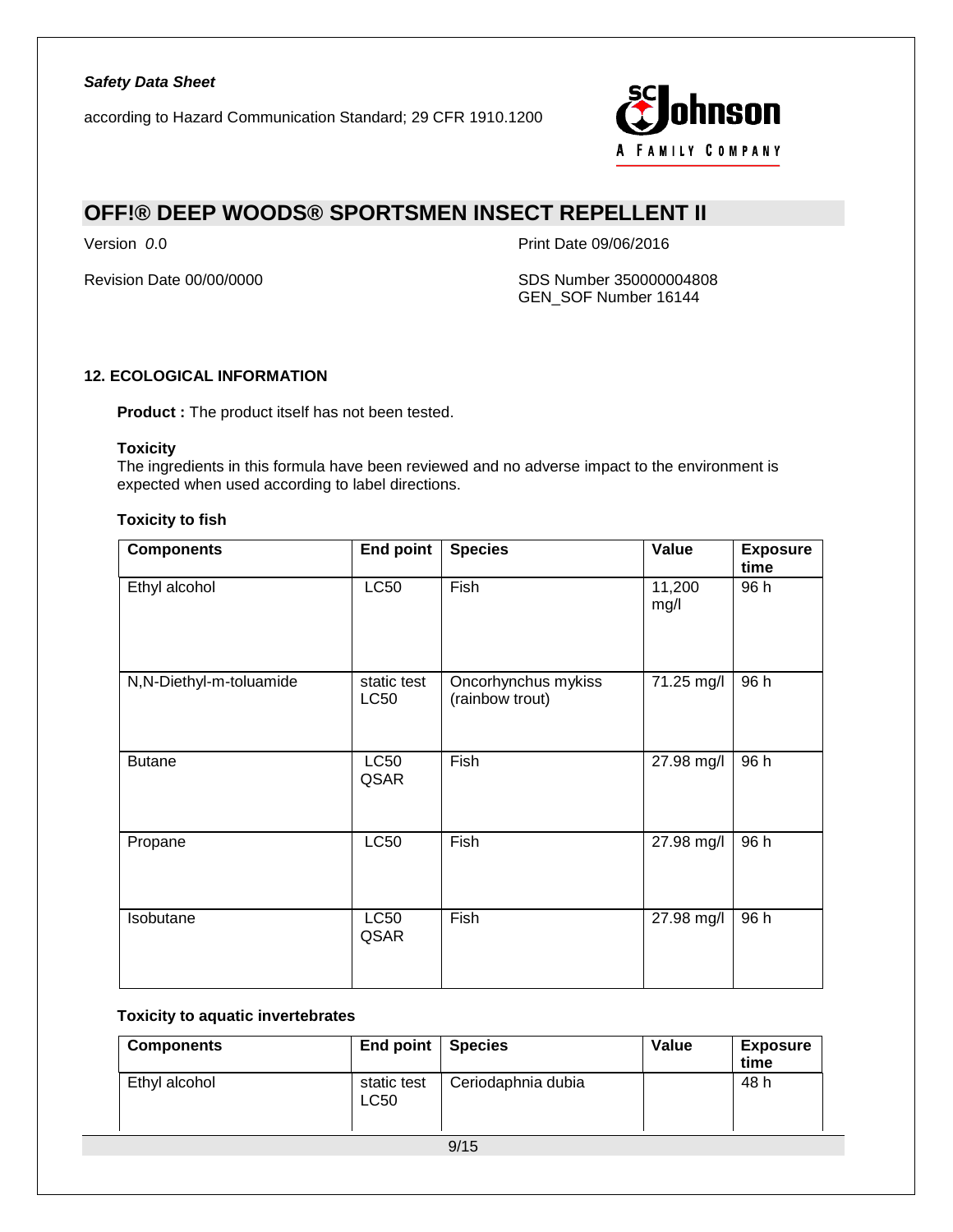## 12. ECOLOGICAL INFORMATION

**Product :** The product itself has not been tested.

**Toxicity**

The ingredients in this formula have been reviewed and no adverse impact to the environment is expected when used according to label directions.

**Toxicity to fish**

| Components | End point | Species | Value | Exposure time |
|---|---|---|---|---|
| Ethyl alcohol | LC50 | Fish | 11,200 mg/l | 96 h |
| N,N-Diethyl-m-toluamide | static test LC50 | Oncorhynchus mykiss (rainbow trout) | 71.25 mg/l | 96 h |
| Butane | LC50 QSAR | Fish | 27.98 mg/l | 96 h |
| Propane | LC50 | Fish | 27.98 mg/l | 96 h |
| Isobutane | LC50 QSAR | Fish | 27.98 mg/l | 96 h |

**Toxicity to aquatic invertebrates**

| Components | End point | Species | Value | Exposure time |
|---|---|---|---|---|
| Ethyl alcohol | static test LC50 | Ceriodaphnia dubia | | 48 h |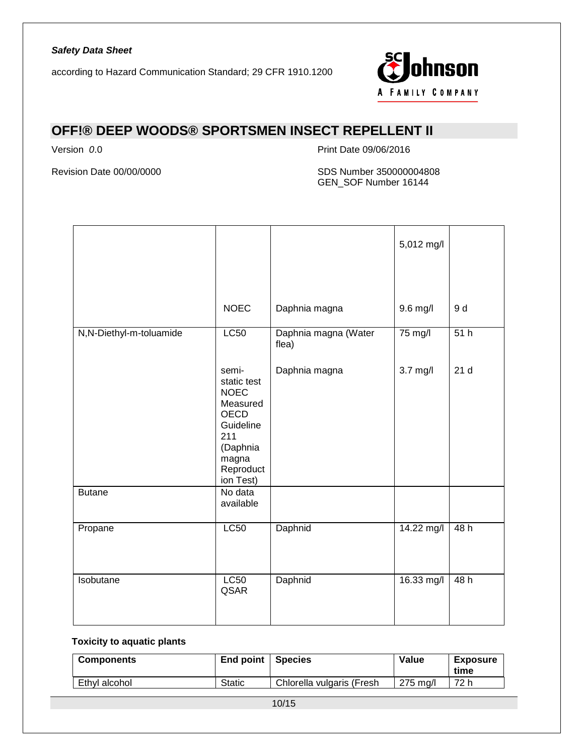| | | | 5,012 mg/l | |
| --- | --- | --- | --- | --- |
| | NOEC | Daphnia magna | 9.6 mg/l | 9 d |
| N,N-Diethyl-m-toluamide | LC50 | Daphnia magna (Water flea) | 75 mg/l | 51 h |
| | semi-static test NOEC Measured OECD Guideline 211 (Daphnia magna Reproduction Test) | Daphnia magna | 3.7 mg/l | 21 d |
| Butane | No data available | | | |
| Propane | LC50 | Daphnid | 14.22 mg/l | 48 h |
| Isobutane | LC50 QSAR | Daphnid | 16.33 mg/l | 48 h |

**Toxicity to aquatic plants**

| Components | End point | Species | Value | Exposure time |
| --- | --- | --- | --- | --- |
| Ethyl alcohol | Static | Chlorella vulgaris (Fresh | 275 mg/l | 72 h |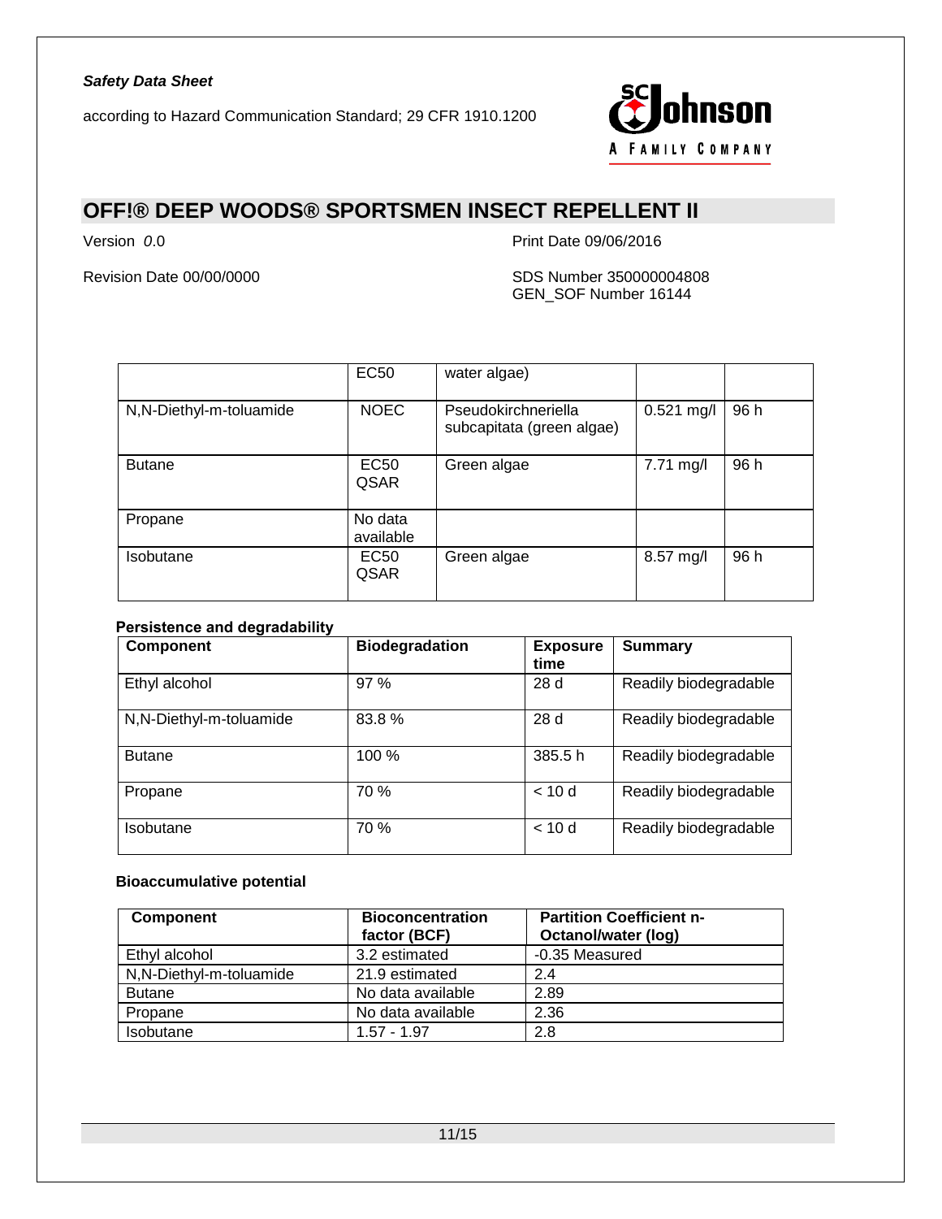|  | EC50 | water algae) |  |  |
|---|---|---|---|---|
| N,N-Diethyl-m-toluamide | NOEC | Pseudokirchneriella subcapitata (green algae) | 0.521 mg/l | 96 h |
| Butane | EC50 QSAR | Green algae | 7.71 mg/l | 96 h |
| Propane | No data available |  |  |  |
| Isobutane | EC50 QSAR | Green algae | 8.57 mg/l | 96 h |

**Persistence and degradability**

| Component | Biodegradation | Exposure time | Summary |
|---|---|---|---|
| Ethyl alcohol | 97 % | 28 d | Readily biodegradable |
| N,N-Diethyl-m-toluamide | 83.8 % | 28 d | Readily biodegradable |
| Butane | 100 % | 385.5 h | Readily biodegradable |
| Propane | 70 % | < 10 d | Readily biodegradable |
| Isobutane | 70 % | < 10 d | Readily biodegradable |

**Bioaccumulative potential**

| Component | Bioconcentration factor (BCF) | Partition Coefficient n-Octanol/water (log) |
|---|---|---|
| Ethyl alcohol | 3.2 estimated | -0.35 Measured |
| N,N-Diethyl-m-toluamide | 21.9 estimated | 2.4 |
| Butane | No data available | 2.89 |
| Propane | No data available | 2.36 |
| Isobutane | 1.57 - 1.97 | 2.8 |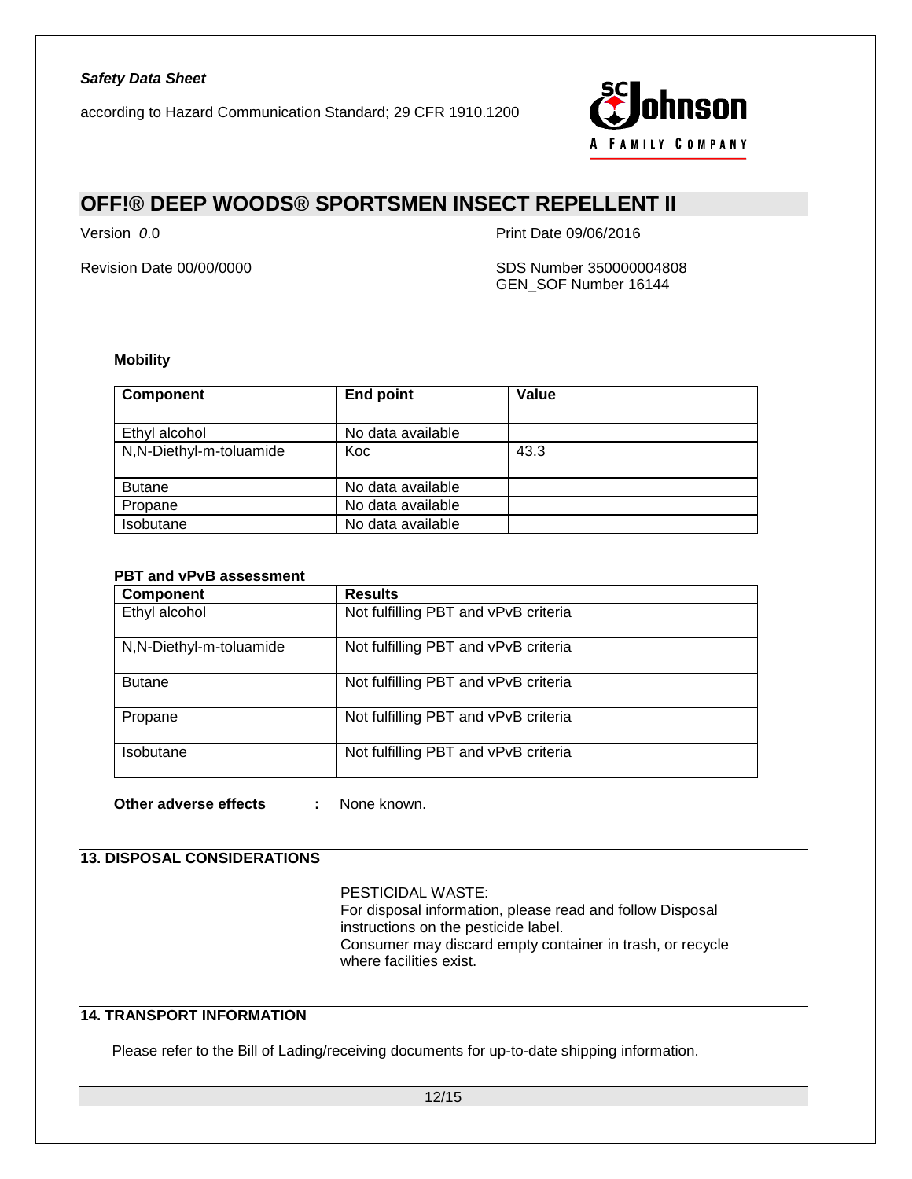**Mobility**

| Component | End point | Value |
|---|---|---|
| Ethyl alcohol | No data available | |
| N,N-Diethyl-m-toluamide | Koc | 43.3 |
| Butane | No data available | |
| Propane | No data available | |
| Isobutane | No data available | |

**PBT and vPvB assessment**

| Component | Results |
|---|---|
| Ethyl alcohol | Not fulfilling PBT and vPvB criteria |
| N,N-Diethyl-m-toluamide | Not fulfilling PBT and vPvB criteria |
| Butane | Not fulfilling PBT and vPvB criteria |
| Propane | Not fulfilling PBT and vPvB criteria |
| Isobutane | Not fulfilling PBT and vPvB criteria |

**Other adverse effects** : None known.

## 13. DISPOSAL CONSIDERATIONS

PESTICIDAL WASTE:
For disposal information, please read and follow Disposal instructions on the pesticide label.
Consumer may discard empty container in trash, or recycle where facilities exist.

## 14. TRANSPORT INFORMATION

Please refer to the Bill of Lading/receiving documents for up-to-date shipping information.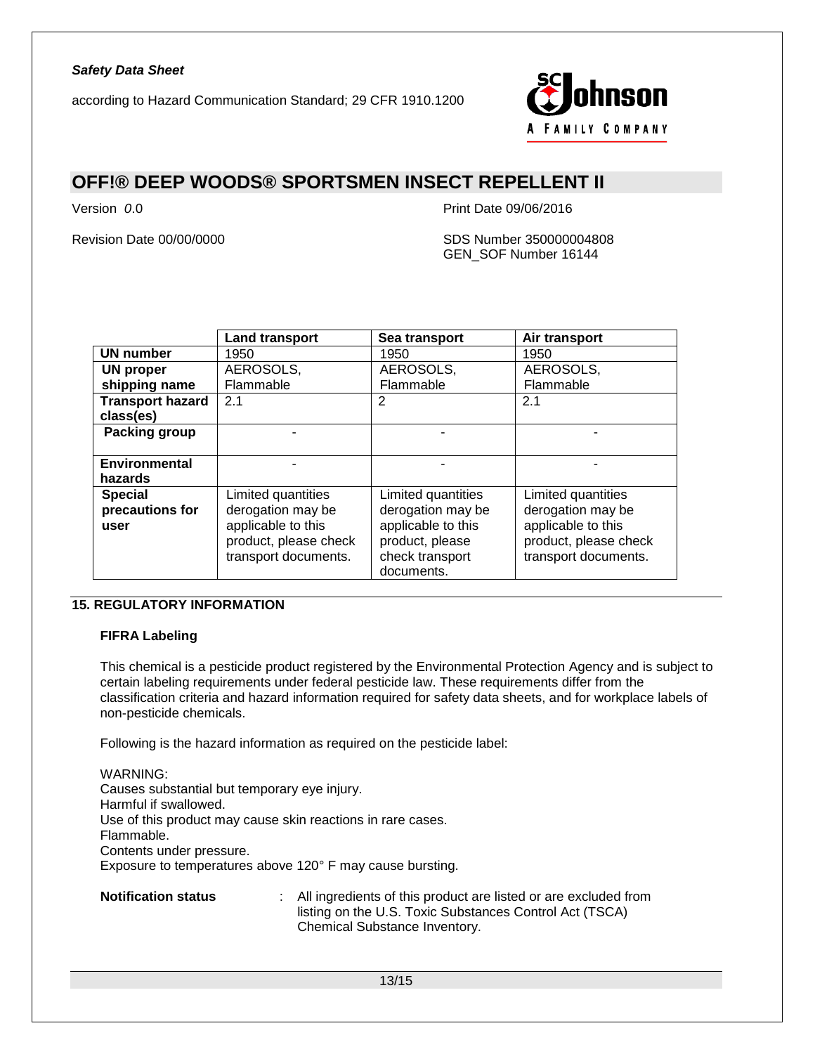| | Land transport | Sea transport | Air transport |
|---|---|---|---|
| **UN number** | 1950 | 1950 | 1950 |
| **UN proper shipping name** | AEROSOLS, Flammable | AEROSOLS, Flammable | AEROSOLS, Flammable |
| **Transport hazard class(es)** | 2.1 | 2 | 2.1 |
| **Packing group** | - | - | - |
| **Environmental hazards** | - | - | - |
| **Special precautions for user** | Limited quantities derogation may be applicable to this product, please check transport documents. | Limited quantities derogation may be applicable to this product, please check transport documents. | Limited quantities derogation may be applicable to this product, please check transport documents. |

## 15. REGULATORY INFORMATION

### FIFRA Labeling

This chemical is a pesticide product registered by the Environmental Protection Agency and is subject to certain labeling requirements under federal pesticide law. These requirements differ from the classification criteria and hazard information required for safety data sheets, and for workplace labels of non-pesticide chemicals.

Following is the hazard information as required on the pesticide label:

WARNING:
Causes substantial but temporary eye injury.
Harmful if swallowed.
Use of this product may cause skin reactions in rare cases.
Flammable.
Contents under pressure.
Exposure to temperatures above 120° F may cause bursting.

**Notification status** : All ingredients of this product are listed or are excluded from listing on the U.S. Toxic Substances Control Act (TSCA) Chemical Substance Inventory.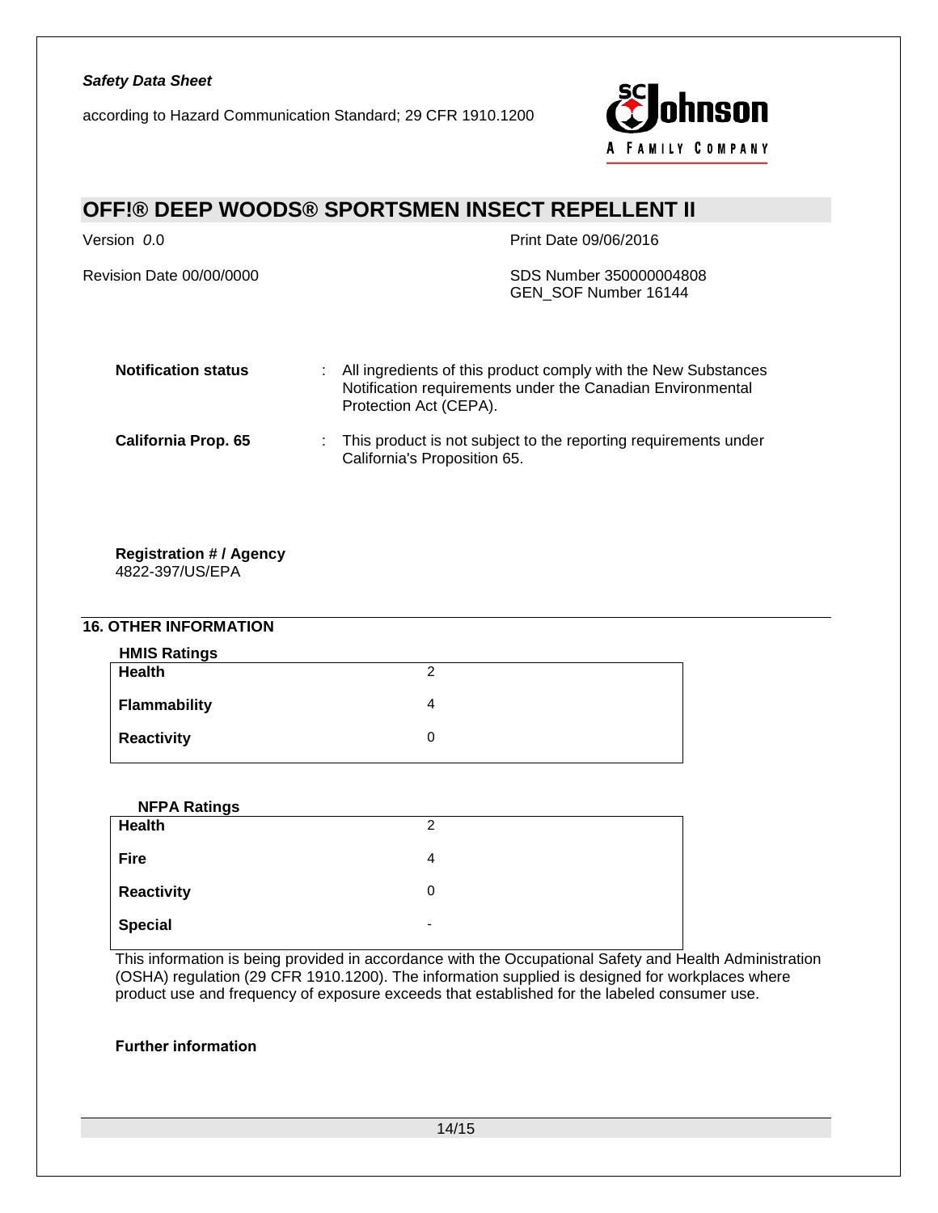| | | |
|---|---|---|
| **Notification status** | : | All ingredients of this product comply with the New Substances Notification requirements under the Canadian Environmental Protection Act (CEPA). |
| **California Prop. 65** | : | This product is not subject to the reporting requirements under California's Proposition 65. |

**Registration # / Agency**
4822-397/US/EPA

## 16. OTHER INFORMATION

**HMIS Ratings**

| | |
|---|---|
| **Health** | 2 |
| **Flammability** | 4 |
| **Reactivity** | 0 |

**NFPA Ratings**

| | |
|---|---|
| **Health** | 2 |
| **Fire** | 4 |
| **Reactivity** | 0 |
| **Special** | - |

This information is being provided in accordance with the Occupational Safety and Health Administration (OSHA) regulation (29 CFR 1910.1200). The information supplied is designed for workplaces where product use and frequency of exposure exceeds that established for the labeled consumer use.

**Further information**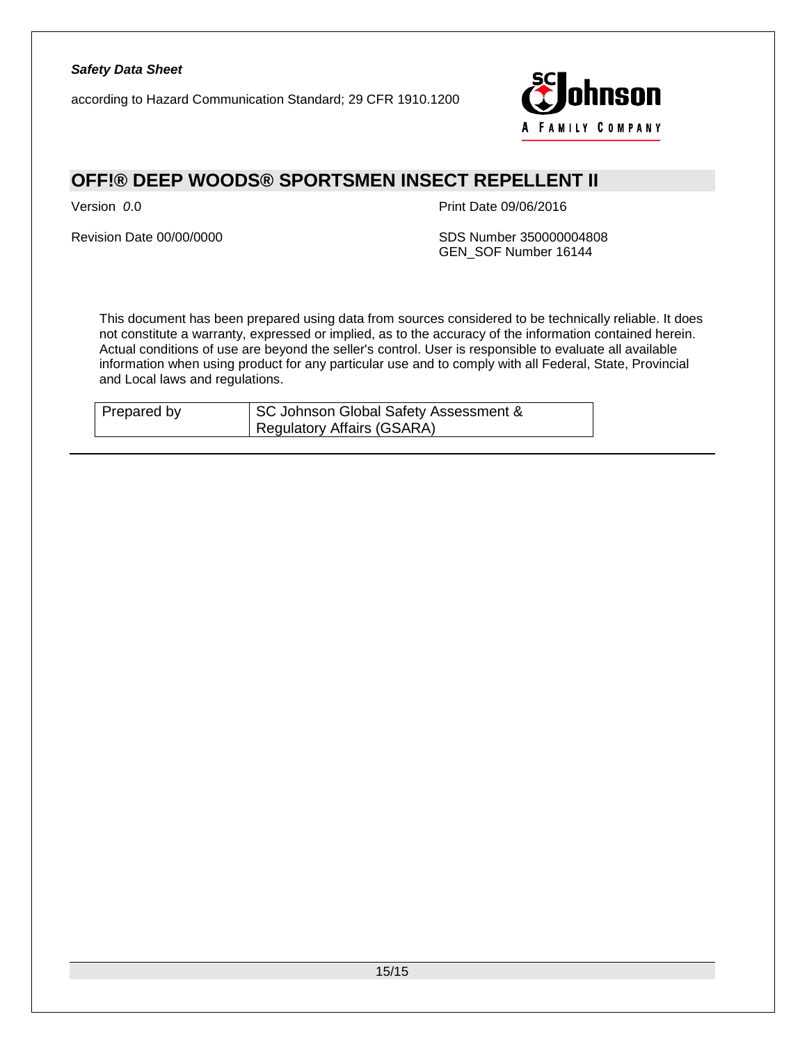This document has been prepared using data from sources considered to be technically reliable. It does not constitute a warranty, expressed or implied, as to the accuracy of the information contained herein. Actual conditions of use are beyond the seller's control. User is responsible to evaluate all available information when using product for any particular use and to comply with all Federal, State, Provincial and Local laws and regulations.

| | |
|---|---|
| Prepared by | SC Johnson Global Safety Assessment & Regulatory Affairs (GSARA) |